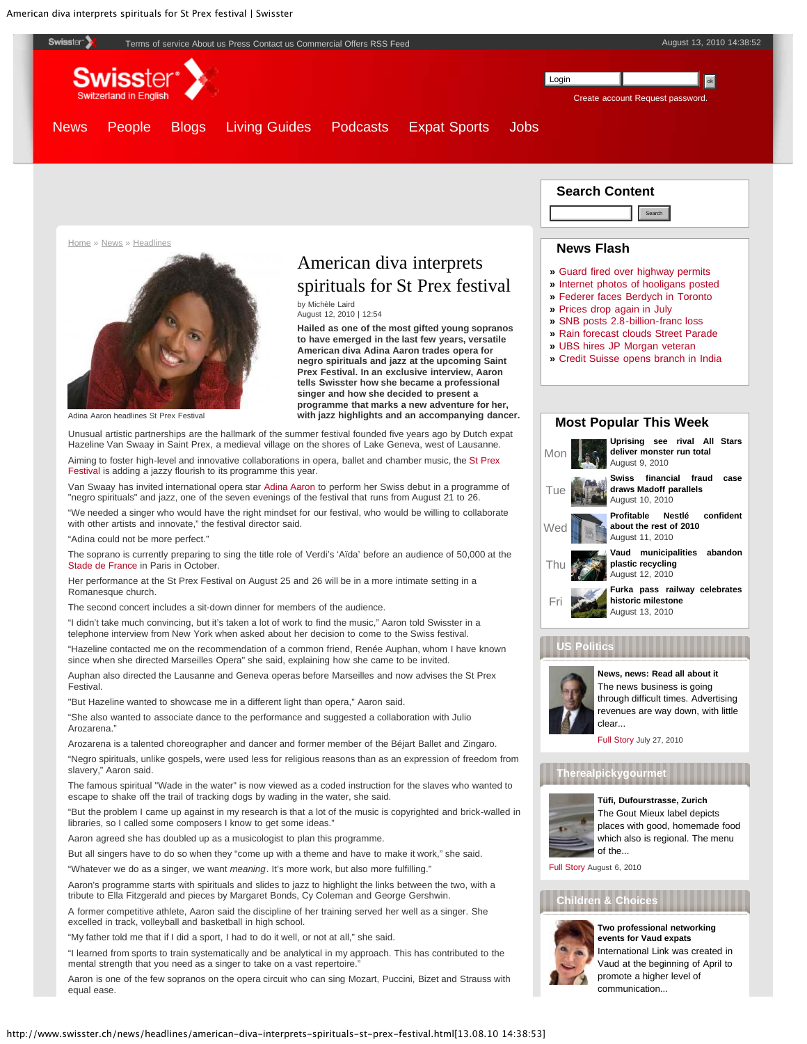Swisster Terms of service About us Press Contact us Commercial Offers RSS Feed August 13, 2010 14:38:52

Swisster Switzerland in English

Login | Create account Request password.

News People Blogs Living Guides Podcasts Expat Sports Jobs

Home » News » Headlines

# American diva interprets spirituals for St Prex festival

by Michèle Laird
August 12, 2010 | 12:54

Adina Aaron headlines St Prex Festival

**Hailed as one of the most gifted young sopranos to have emerged in the last few years, versatile American diva Adina Aaron trades opera for negro spirituals and jazz at the upcoming Saint Prex Festival. In an exclusive interview, Aaron tells Swisster how she became a professional singer and how she decided to present a programme that marks a new adventure for her, with jazz highlights and an accompanying dancer.**

Unusual artistic partnerships are the hallmark of the summer festival founded five years ago by Dutch expat Hazeline Van Swaay in Saint Prex, a medieval village on the shores of Lake Geneva, west of Lausanne.

Aiming to foster high-level and innovative collaborations in opera, ballet and chamber music, the St Prex Festival is adding a jazzy flourish to its programme this year.

Van Swaay has invited international opera star Adina Aaron to perform her Swiss debut in a programme of "negro spirituals" and jazz, one of the seven evenings of the festival that runs from August 21 to 26.

"We needed a singer who would have the right mindset for our festival, who would be willing to collaborate with other artists and innovate," the festival director said.

"Adina could not be more perfect."

The soprano is currently preparing to sing the title role of Verdi's 'Aïda' before an audience of 50,000 at the Stade de France in Paris in October.

Her performance at the St Prex Festival on August 25 and 26 will be in a more intimate setting in a Romanesque church.

The second concert includes a sit-down dinner for members of the audience.

"I didn't take much convincing, but it's taken a lot of work to find the music," Aaron told Swisster in a telephone interview from New York when asked about her decision to come to the Swiss festival.

"Hazeline contacted me on the recommendation of a common friend, Renée Auphan, whom I have known since when she directed Marseilles Opera" she said, explaining how she came to be invited.

Auphan also directed the Lausanne and Geneva operas before Marseilles and now advises the St Prex Festival.

"But Hazeline wanted to showcase me in a different light than opera," Aaron said.

"She also wanted to associate dance to the performance and suggested a collaboration with Julio Arozarena."

Arozarena is a talented choreographer and dancer and former member of the Béjart Ballet and Zingaro.

"Negro spirituals, unlike gospels, were used less for religious reasons than as an expression of freedom from slavery," Aaron said.

The famous spiritual "Wade in the water" is now viewed as a coded instruction for the slaves who wanted to escape to shake off the trail of tracking dogs by wading in the water, she said.

"But the problem I came up against in my research is that a lot of the music is copyrighted and brick-walled in libraries, so I called some composers I know to get some ideas."

Aaron agreed she has doubled up as a musicologist to plan this programme.

But all singers have to do so when they "come up with a theme and have to make it work," she said.

"Whatever we do as a singer, we want *meaning*. It's more work, but also more fulfilling."

Aaron's programme starts with spirituals and slides to jazz to highlight the links between the two, with a tribute to Ella Fitzgerald and pieces by Margaret Bonds, Cy Coleman and George Gershwin.

A former competitive athlete, Aaron said the discipline of her training served her well as a singer. She excelled in track, volleyball and basketball in high school.

"My father told me that if I did a sport, I had to do it well, or not at all," she said.

"I learned from sports to train systematically and be analytical in my approach. This has contributed to the mental strength that you need as a singer to take on a vast repertoire."

Aaron is one of the few sopranos on the opera circuit who can sing Mozart, Puccini, Bizet and Strauss with equal ease.

## Search Content

## News Flash

- Guard fired over highway permits
- Internet photos of hooligans posted
- Federer faces Berdych in Toronto
- Prices drop again in July
- SNB posts 2.8-billion-franc loss
- Rain forecast clouds Street Parade
- UBS hires JP Morgan veteran
- Credit Suisse opens branch in India

## Most Popular This Week

- Mon — **Uprising see rival All Stars deliver monster run total** — August 9, 2010
- Tue — **Swiss financial fraud case draws Madoff parallels** — August 10, 2010
- Wed — **Profitable Nestlé confident about the rest of 2010** — August 11, 2010
- Thu — **Vaud municipalities abandon plastic recycling** — August 12, 2010
- Fri — **Furka pass railway celebrates historic milestone** — August 13, 2010

## US Politics

**News, news: Read all about it**
The news business is going through difficult times. Advertising revenues are way down, with little clear...
Full Story July 27, 2010

## Therealpickygourmet

**Tüfi, Dufourstrasse, Zurich**
The Gout Mieux label depicts places with good, homemade food which also is regional. The menu of the...
Full Story August 6, 2010

## Children & Choices

**Two professional networking events for Vaud expats**
International Link was created in Vaud at the beginning of April to promote a higher level of communication...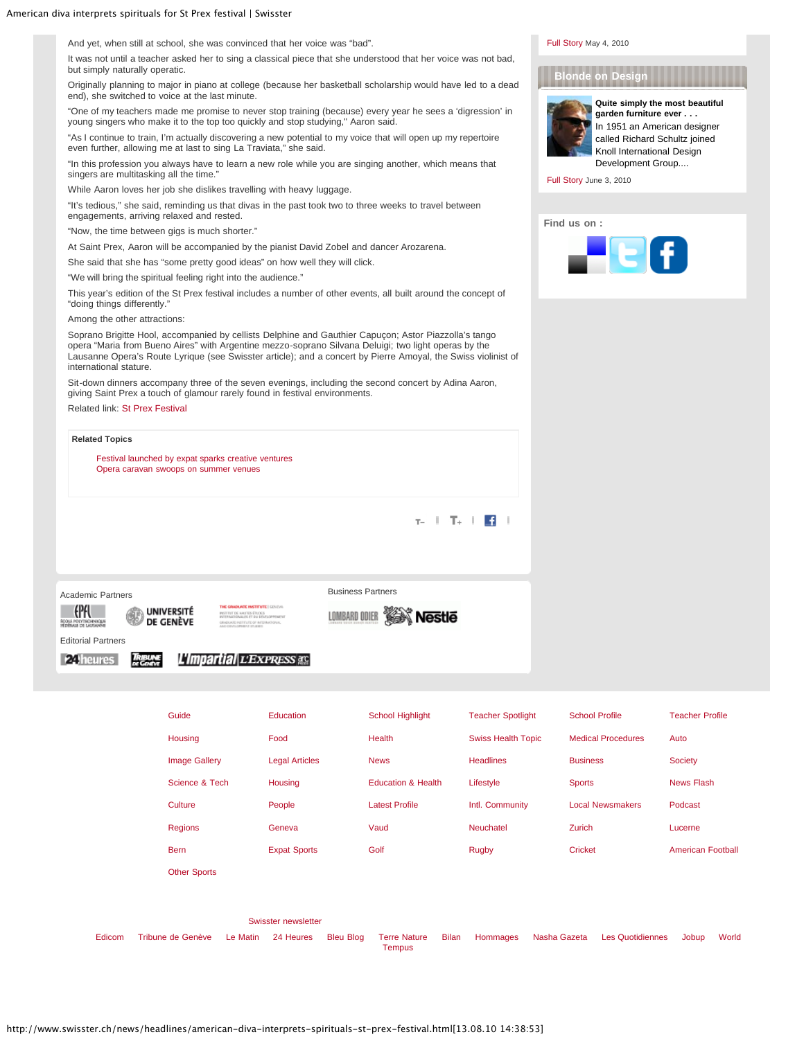And yet, when still at school, she was convinced that her voice was "bad".

It was not until a teacher asked her to sing a classical piece that she understood that her voice was not bad, but simply naturally operatic.

Originally planning to major in piano at college (because her basketball scholarship would have led to a dead end), she switched to voice at the last minute.

"One of my teachers made me promise to never stop training (because) every year he sees a 'digression' in young singers who make it to the top too quickly and stop studying," Aaron said.

"As I continue to train, I'm actually discovering a new potential to my voice that will open up my repertoire even further, allowing me at last to sing La Traviata," she said.

"In this profession you always have to learn a new role while you are singing another, which means that singers are multitasking all the time."

While Aaron loves her job she dislikes travelling with heavy luggage.

"It's tedious," she said, reminding us that divas in the past took two to three weeks to travel between engagements, arriving relaxed and rested.

"Now, the time between gigs is much shorter."

At Saint Prex, Aaron will be accompanied by the pianist David Zobel and dancer Arozarena.

She said that she has "some pretty good ideas" on how well they will click.

"We will bring the spiritual feeling right into the audience."

This year's edition of the St Prex festival includes a number of other events, all built around the concept of "doing things differently."

Among the other attractions:

Soprano Brigitte Hool, accompanied by cellists Delphine and Gauthier Capuçon; Astor Piazzolla's tango opera "Maria from Bueno Aires" with Argentine mezzo-soprano Silvana Deluigi; two light operas by the Lausanne Opera's Route Lyrique (see Swisster article); and a concert by Pierre Amoyal, the Swiss violinist of international stature.

Sit-down dinners accompany three of the seven evenings, including the second concert by Adina Aaron, giving Saint Prex a touch of glamour rarely found in festival environments.

Related link: St Prex Festival

**Related Topics**

Festival launched by expat sparks creative ventures
Opera caravan swoops on summer venues

Full Story May 4, 2010

## Blonde on Design

**Quite simply the most beautiful garden furniture ever . . .**
In 1951 an American designer called Richard Schultz joined Knoll International Design Development Group....

Full Story June 3, 2010

Find us on :

Academic Partners

Business Partners

Editorial Partners

Guide | Education | School Highlight | Teacher Spotlight | School Profile | Teacher Profile
Housing | Food | Health | Swiss Health Topic | Medical Procedures | Auto
Image Gallery | Legal Articles | News | Headlines | Business | Society
Science & Tech | Housing | Education & Health | Lifestyle | Sports | News Flash
Culture | People | Latest Profile | Intl. Community | Local Newsmakers | Podcast
Regions | Geneva | Vaud | Neuchatel | Zurich | Lucerne
Bern | Expat Sports | Golf | Rugby | Cricket | American Football
Other Sports

Swisster newsletter

Edicom | Tribune de Genève | Le Matin | 24 Heures | Bleu Blog | Terre Nature Tempus | Bilan | Hommages | Nasha Gazeta | Les Quotidiennes | Jobup | World